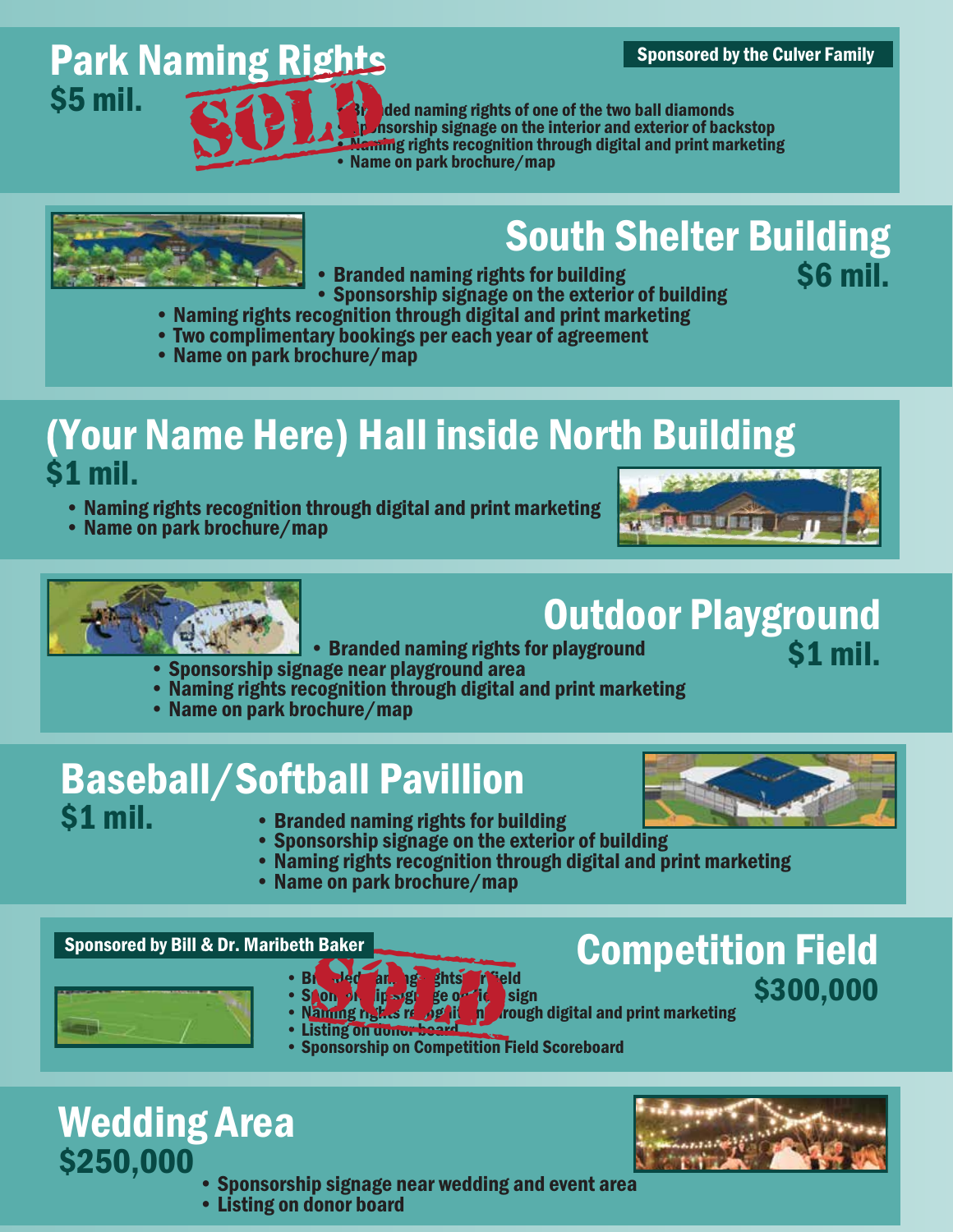## Park Naming Rights

**Sponsored by the Culver Family**

**$5 mil.**

SOLD

- Branded naming rights of one of the two ball diamonds
- Sponsorship signage on the interior and exterior of backstop
- Naming rights recognition through digital and print marketing
- Name on park brochure/map

## South Shelter Building

**$6 mil.**

- Branded naming rights for building
- Sponsorship signage on the exterior of building
- Naming rights recognition through digital and print marketing
- Two complimentary bookings per each year of agreement
- Name on park brochure/map

## (Your Name Here) Hall inside North Building

**$1 mil.**

- Naming rights recognition through digital and print marketing
- Name on park brochure/map

## Outdoor Playground

**$1 mil.**

- Branded naming rights for playground
- Sponsorship signage near playground area
- Naming rights recognition through digital and print marketing
- Name on park brochure/map

## Baseball/Softball Pavillion

**$1 mil.**

- Branded naming rights for building
- Sponsorship signage on the exterior of building
- Naming rights recognition through digital and print marketing
- Name on park brochure/map

## Competition Field

**Sponsored by Bill & Dr. Maribeth Baker**

**$300,000**

SOLD

- Branded naming rights for field
- Sponsorship signage on field sign
- Naming rights recognition through digital and print marketing
- Listing on donor board
- Sponsorship on Competition Field Scoreboard

## Wedding Area

**$250,000**

- Sponsorship signage near wedding and event area
- Listing on donor board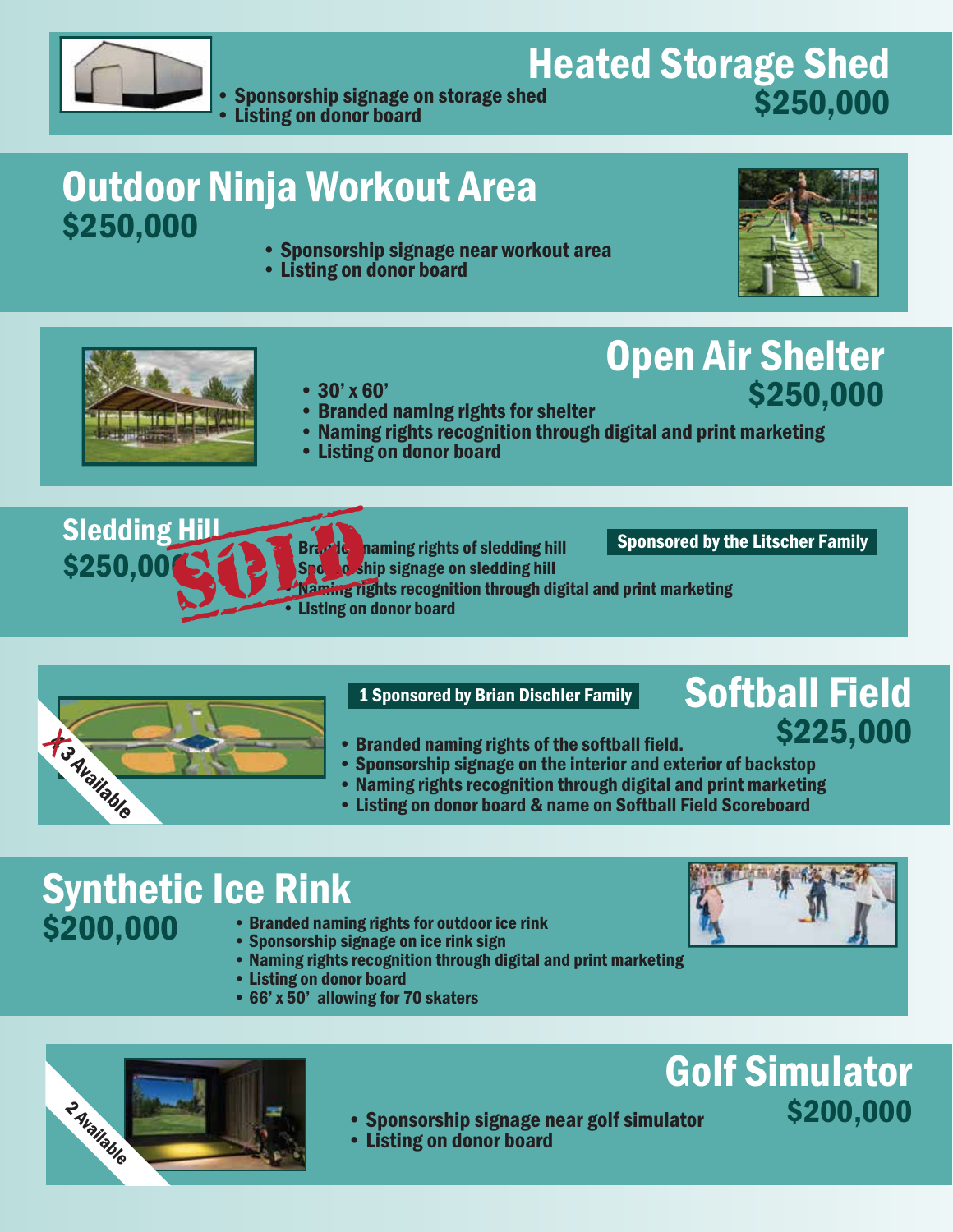## Heated Storage Shed
**$250,000**

- Sponsorship signage on storage shed
- Listing on donor board

## Outdoor Ninja Workout Area
**$250,000**

- Sponsorship signage near workout area
- Listing on donor board

## Open Air Shelter
**$250,000**

- 30' x 60'
- Branded naming rights for shelter
- Naming rights recognition through digital and print marketing
- Listing on donor board

## Sledding Hill
**$250,000**

SOLD

**Sponsored by the Litscher Family**

- Branded naming rights of sledding hill
- Sponsorship signage on sledding hill
- Naming rights recognition through digital and print marketing
- Listing on donor board

## Softball Field
**$225,000**

~~3~~ Available

**1 Sponsored by Brian Dischler Family**

- Branded naming rights of the softball field.
- Sponsorship signage on the interior and exterior of backstop
- Naming rights recognition through digital and print marketing
- Listing on donor board & name on Softball Field Scoreboard

## Synthetic Ice Rink
**$200,000**

- Branded naming rights for outdoor ice rink
- Sponsorship signage on ice rink sign
- Naming rights recognition through digital and print marketing
- Listing on donor board
- 66' x 50' allowing for 70 skaters

## Golf Simulator
**$200,000**

2 Available

- Sponsorship signage near golf simulator
- Listing on donor board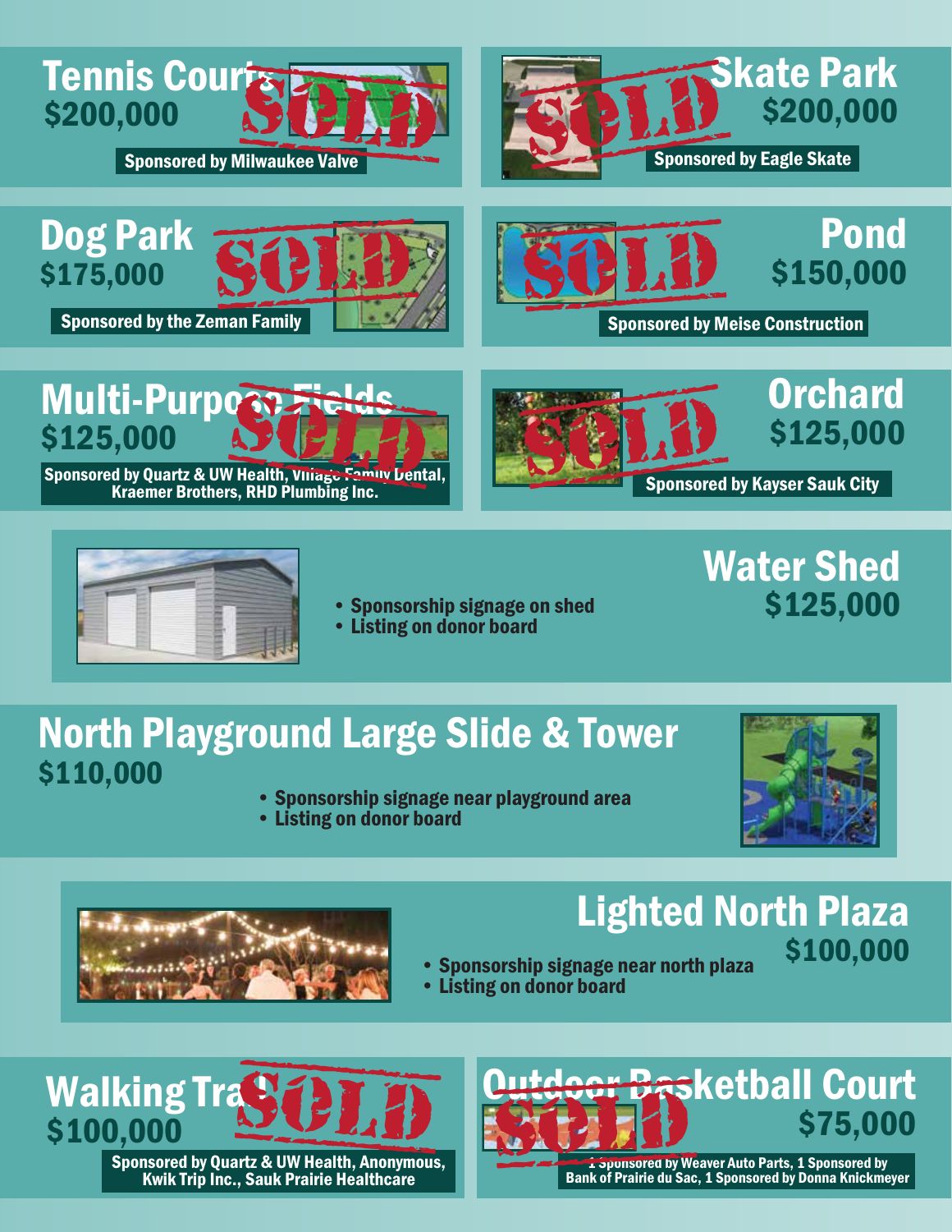## Tennis Courts
**$200,000**

SOLD

Sponsored by Milwaukee Valve

## Skate Park
**$200,000**

SOLD

Sponsored by Eagle Skate

## Dog Park
**$175,000**

SOLD

Sponsored by the Zeman Family

## Pond
**$150,000**

SOLD

Sponsored by Meise Construction

## Multi-Purpose Fields
**$125,000**

SOLD

Sponsored by Quartz & UW Health, Village Family Dental, Kraemer Brothers, RHD Plumbing Inc.

## Orchard
**$125,000**

SOLD

Sponsored by Kayser Sauk City

## Water Shed
**$125,000**

- Sponsorship signage on shed
- Listing on donor board

## North Playground Large Slide & Tower
**$110,000**

- Sponsorship signage near playground area
- Listing on donor board

## Lighted North Plaza
**$100,000**

- Sponsorship signage near north plaza
- Listing on donor board

## Walking Trail
**$100,000**

SOLD

Sponsored by Quartz & UW Health, Anonymous, Kwik Trip Inc., Sauk Prairie Healthcare

## Outdoor Basketball Court
**$75,000**

SOLD

1 Sponsored by Weaver Auto Parts, 1 Sponsored by Bank of Prairie du Sac, 1 Sponsored by Donna Knickmeyer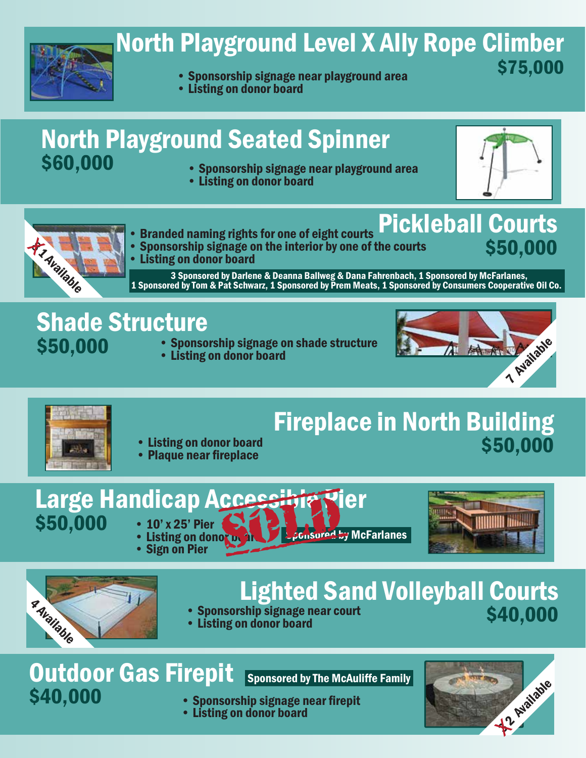## North Playground Level X Ally Rope Climber

**$75,000**

- Sponsorship signage near playground area
- Listing on donor board

## North Playground Seated Spinner

**$60,000**

- Sponsorship signage near playground area
- Listing on donor board

## Pickleball Courts

**$50,000**

~~1~~ 1 Available

- Branded naming rights for one of eight courts
- Sponsorship signage on the interior by one of the courts
- Listing on donor board

3 Sponsored by Darlene & Deanna Ballweg & Dana Fahrenbach, 1 Sponsored by McFarlanes, 1 Sponsored by Tom & Pat Schwarz, 1 Sponsored by Prem Meats, 1 Sponsored by Consumers Cooperative Oil Co.

## Shade Structure

**$50,000**

7 Available

- Sponsorship signage on shade structure
- Listing on donor board

## Fireplace in North Building

**$50,000**

- Listing on donor board
- Plaque near fireplace

## Large Handicap Accessible Pier

**$50,000**

SOLD

- 10' x 25' Pier
- Listing on donor board
- Sign on Pier

Sponsored by McFarlanes

## Lighted Sand Volleyball Courts

**$40,000**

4 Available

- Sponsorship signage near court
- Listing on donor board

## Outdoor Gas Firepit

**$40,000**

Sponsored by The McAuliffe Family

~~2~~ 2 Available

- Sponsorship signage near firepit
- Listing on donor board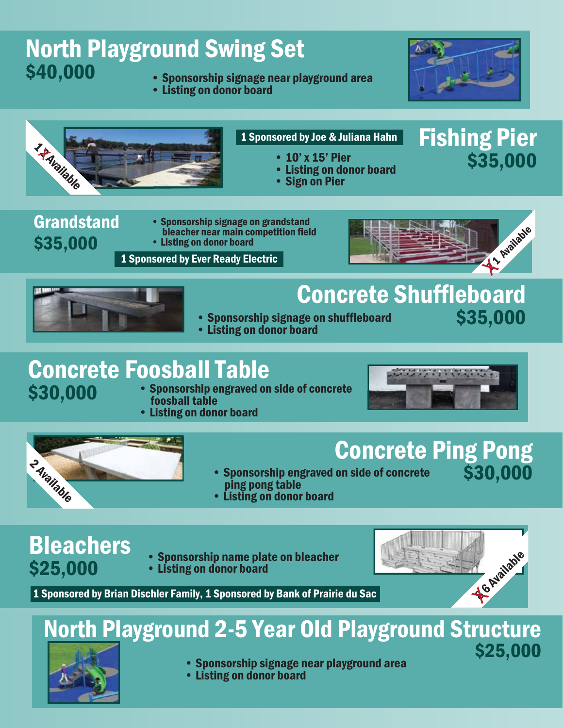## North Playground Swing Set

**$40,000**

- Sponsorship signage near playground area
- Listing on donor board

## Fishing Pier

**$35,000**

1 ~~X~~ Available

**1 Sponsored by Joe & Juliana Hahn**

- 10' x 15' Pier
- Listing on donor board
- Sign on Pier

## Grandstand

**$35,000**

- Sponsorship signage on grandstand bleacher near main competition field
- Listing on donor board

**1 Sponsored by Ever Ready Electric**

~~X~~ 1 Available

## Concrete Shuffleboard

**$35,000**

- Sponsorship signage on shuffleboard
- Listing on donor board

## Concrete Foosball Table

**$30,000**

- Sponsorship engraved on side of concrete foosball table
- Listing on donor board

## Concrete Ping Pong

**$30,000**

2 Available

- Sponsorship engraved on side of concrete ping pong table
- Listing on donor board

## Bleachers

**$25,000**

- Sponsorship name plate on bleacher
- Listing on donor board

**1 Sponsored by Brian Dischler Family, 1 Sponsored by Bank of Prairie du Sac**

~~X~~ 6 Available

## North Playground 2-5 Year Old Playground Structure

**$25,000**

- Sponsorship signage near playground area
- Listing on donor board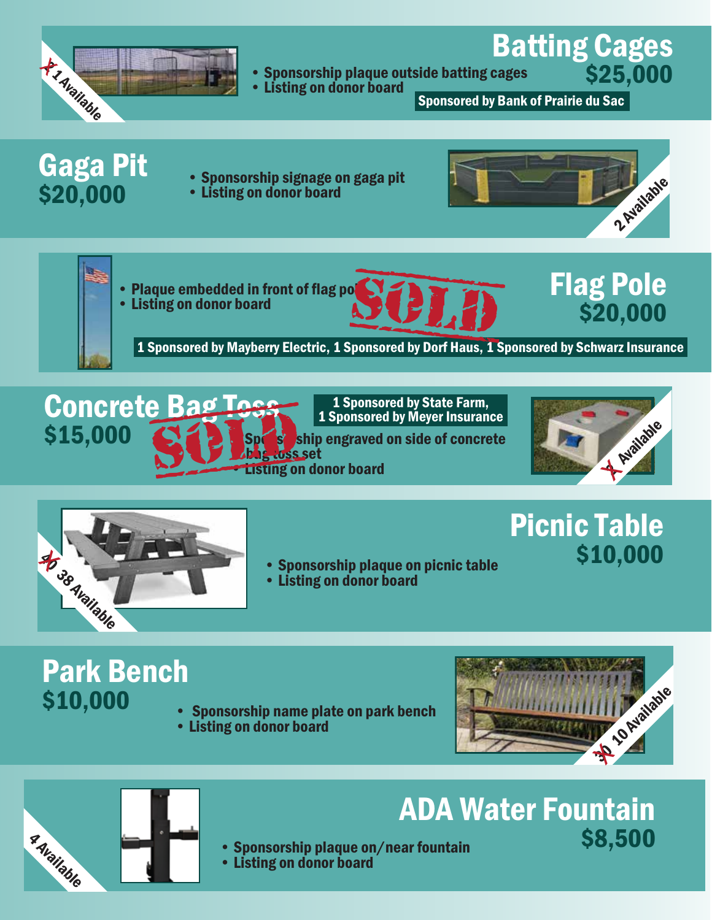## Batting Cages
**$25,000**

~~1~~ Available

- Sponsorship plaque outside batting cages
- Listing on donor board

Sponsored by Bank of Prairie du Sac

## Gaga Pit
**$20,000**

- Sponsorship signage on gaga pit
- Listing on donor board

2 Available

## Flag Pole
**$20,000**

SOLD

- Plaque embedded in front of flag pole
- Listing on donor board

1 Sponsored by Mayberry Electric, 1 Sponsored by Dorf Haus, 1 Sponsored by Schwarz Insurance

## Concrete Bag Toss
**$15,000**

SOLD

1 Sponsored by State Farm,
1 Sponsored by Meyer Insurance

- Sponsorship engraved on side of concrete bag toss set
- Listing on donor board

~~X~~ Available

## Picnic Table
**$10,000**

~~40~~ 38 Available

- Sponsorship plaque on picnic table
- Listing on donor board

## Park Bench
**$10,000**

- Sponsorship name plate on park bench
- Listing on donor board

~~30~~ 10 Available

## ADA Water Fountain
**$8,500**

4 Available

- Sponsorship plaque on/near fountain
- Listing on donor board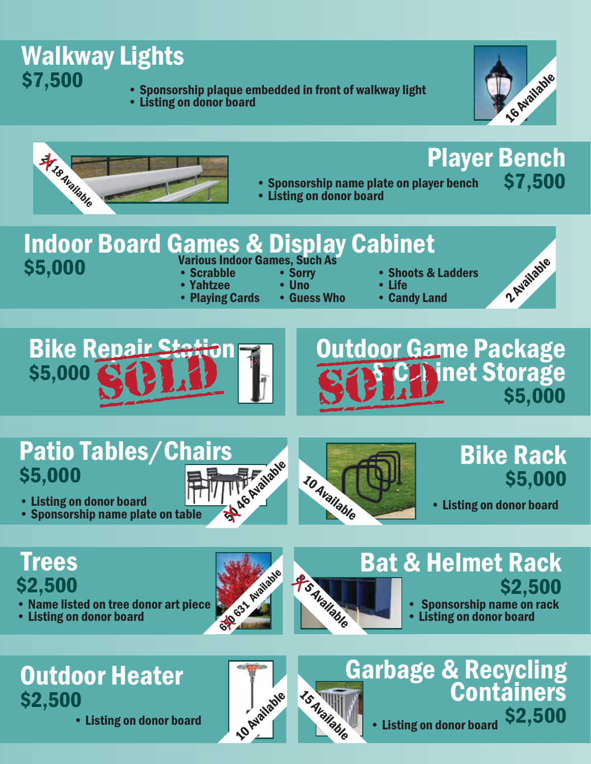## Walkway Lights

**$7,500**

- Sponsorship plaque embedded in front of walkway light
- Listing on donor board

16 Available

## Player Bench

**$7,500**

- Sponsorship name plate on player bench
- Listing on donor board

~~21~~ 18 Available

## Indoor Board Games & Display Cabinet

**$5,000**

Various Indoor Games, Such As

- Scrabble
- Yahtzee
- Playing Cards
- Sorry
- Uno
- Guess Who
- Shoots & Ladders
- Life
- Candy Land

2 Available

## Bike Repair Station

**$5,000**

SOLD

## Outdoor Game Package & Cabinet Storage

**$5,000**

SOLD

## Patio Tables/Chairs

**$5,000**

- Listing on donor board
- Sponsorship name plate on table

~~50~~ 46 Available

## Bike Rack

**$5,000**

- Listing on donor board

10 Available

## Trees

**$2,500**

- Name listed on tree donor art piece
- Listing on donor board

~~640~~ 631 Available

## Bat & Helmet Rack

**$2,500**

- Sponsorship name on rack
- Listing on donor board

~~8~~ 5 Available

## Outdoor Heater

**$2,500**

- Listing on donor board

10 Available

## Garbage & Recycling Containers

**$2,500**

- Listing on donor board

15 Available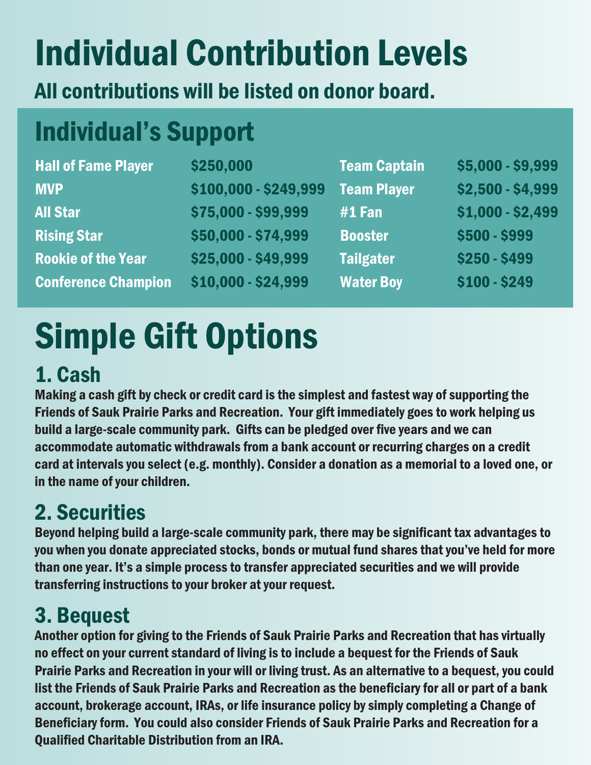# Individual Contribution Levels

## All contributions will be listed on donor board.

## Individual's Support

| Level | Amount |
|---|---|
| Hall of Fame Player | $250,000 |
| MVP | $100,000 - $249,999 |
| All Star | $75,000 - $99,999 |
| Rising Star | $50,000 - $74,999 |
| Rookie of the Year | $25,000 - $49,999 |
| Conference Champion | $10,000 - $24,999 |
| Team Captain | $5,000 - $9,999 |
| Team Player | $2,500 - $4,999 |
| #1 Fan | $1,000 - $2,499 |
| Booster | $500 - $999 |
| Tailgater | $250 - $499 |
| Water Boy | $100 - $249 |

# Simple Gift Options

## 1. Cash

Making a cash gift by check or credit card is the simplest and fastest way of supporting the Friends of Sauk Prairie Parks and Recreation. Your gift immediately goes to work helping us build a large-scale community park. Gifts can be pledged over five years and we can accommodate automatic withdrawals from a bank account or recurring charges on a credit card at intervals you select (e.g. monthly). Consider a donation as a memorial to a loved one, or in the name of your children.

## 2. Securities

Beyond helping build a large-scale community park, there may be significant tax advantages to you when you donate appreciated stocks, bonds or mutual fund shares that you've held for more than one year. It's a simple process to transfer appreciated securities and we will provide transferring instructions to your broker at your request.

## 3. Bequest

Another option for giving to the Friends of Sauk Prairie Parks and Recreation that has virtually no effect on your current standard of living is to include a bequest for the Friends of Sauk Prairie Parks and Recreation in your will or living trust. As an alternative to a bequest, you could list the Friends of Sauk Prairie Parks and Recreation as the beneficiary for all or part of a bank account, brokerage account, IRAs, or life insurance policy by simply completing a Change of Beneficiary form. You could also consider Friends of Sauk Prairie Parks and Recreation for a Qualified Charitable Distribution from an IRA.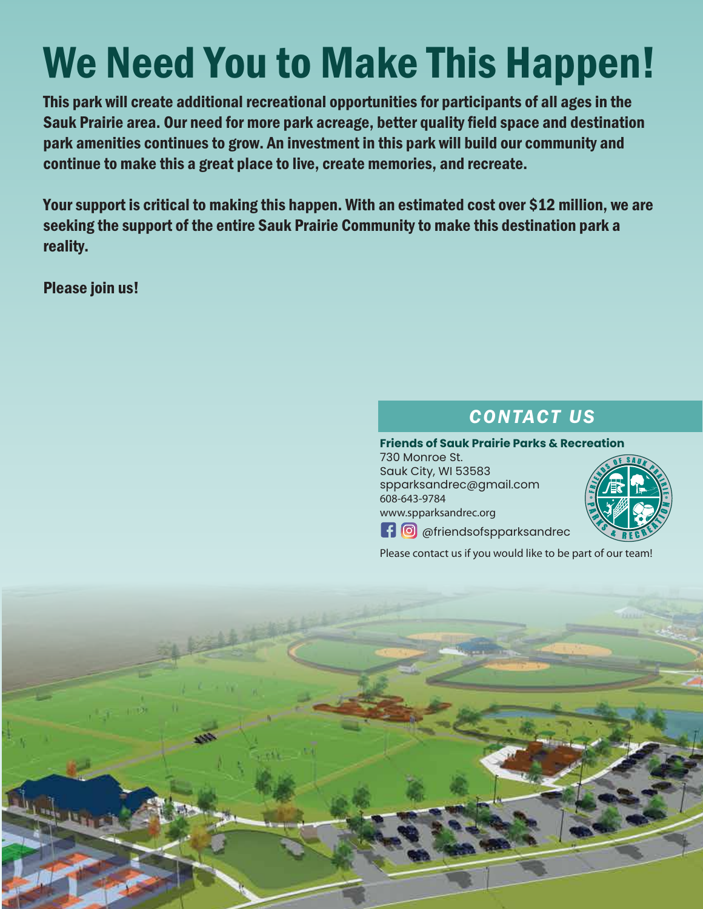# We Need You to Make This Happen!

**This park will create additional recreational opportunities for participants of all ages in the Sauk Prairie area. Our need for more park acreage, better quality field space and destination park amenities continues to grow. An investment in this park will build our community and continue to make this a great place to live, create memories, and recreate.**

**Your support is critical to making this happen. With an estimated cost over $12 million, we are seeking the support of the entire Sauk Prairie Community to make this destination park a reality.**

**Please join us!**

## *CONTACT US*

**Friends of Sauk Prairie Parks & Recreation**
730 Monroe St.
Sauk City, WI 53583
spparksandrec@gmail.com
608-643-9784
www.spparksandrec.org
@friendsofspparksandrec

Please contact us if you would like to be part of our team!